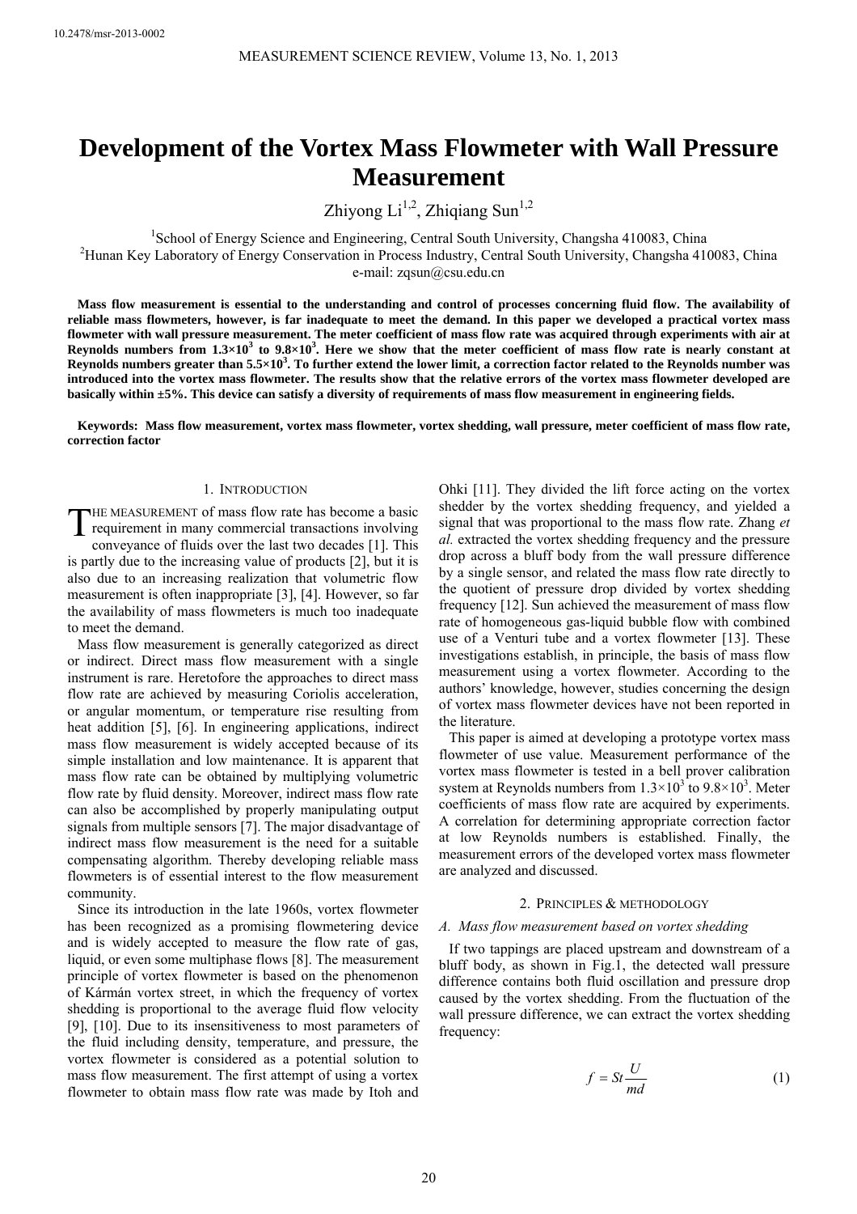10.2478/msr-2013-0002

# Development of the Vortex Mass Flowmeter with Wall Pressure Measurement

Zhiyong Li[1,2], Zhiqiang Sun[1,2]

[1]School of Energy Science and Engineering, Central South University, Changsha 410083, China
[2]Hunan Key Laboratory of Energy Conservation in Process Industry, Central South University, Changsha 410083, China
e-mail: zqsun@csu.edu.cn

**Mass flow measurement is essential to the understanding and control of processes concerning fluid flow. The availability of reliable mass flowmeters, however, is far inadequate to meet the demand. In this paper we developed a practical vortex mass flowmeter with wall pressure measurement. The meter coefficient of mass flow rate was acquired through experiments with air at Reynolds numbers from $1.3\times10^3$ to $9.8\times10^3$. Here we show that the meter coefficient of mass flow rate is nearly constant at Reynolds numbers greater than $5.5\times10^3$. To further extend the lower limit, a correction factor related to the Reynolds number was introduced into the vortex mass flowmeter. The results show that the relative errors of the vortex mass flowmeter developed are basically within ±5%. This device can satisfy a diversity of requirements of mass flow measurement in engineering fields.**

**Keywords: Mass flow measurement, vortex mass flowmeter, vortex shedding, wall pressure, meter coefficient of mass flow rate, correction factor**

## 1. Introduction

The measurement of mass flow rate has become a basic requirement in many commercial transactions involving conveyance of fluids over the last two decades [1]. This is partly due to the increasing value of products [2], but it is also due to an increasing realization that volumetric flow measurement is often inappropriate [3], [4]. However, so far the availability of mass flowmeters is much too inadequate to meet the demand.

Mass flow measurement is generally categorized as direct or indirect. Direct mass flow measurement with a single instrument is rare. Heretofore the approaches to direct mass flow rate are achieved by measuring Coriolis acceleration, or angular momentum, or temperature rise resulting from heat addition [5], [6]. In engineering applications, indirect mass flow measurement is widely accepted because of its simple installation and low maintenance. It is apparent that mass flow rate can be obtained by multiplying volumetric flow rate by fluid density. Moreover, indirect mass flow rate can also be accomplished by properly manipulating output signals from multiple sensors [7]. The major disadvantage of indirect mass flow measurement is the need for a suitable compensating algorithm. Thereby developing reliable mass flowmeters is of essential interest to the flow measurement community.

Since its introduction in the late 1960s, vortex flowmeter has been recognized as a promising flowmetering device and is widely accepted to measure the flow rate of gas, liquid, or even some multiphase flows [8]. The measurement principle of vortex flowmeter is based on the phenomenon of Kármán vortex street, in which the frequency of vortex shedding is proportional to the average fluid flow velocity [9], [10]. Due to its insensitiveness to most parameters of the fluid including density, temperature, and pressure, the vortex flowmeter is considered as a potential solution to mass flow measurement. The first attempt of using a vortex flowmeter to obtain mass flow rate was made by Itoh and Ohki [11]. They divided the lift force acting on the vortex shedder by the vortex shedding frequency, and yielded a signal that was proportional to the mass flow rate. Zhang *et al.* extracted the vortex shedding frequency and the pressure drop across a bluff body from the wall pressure difference by a single sensor, and related the mass flow rate directly to the quotient of pressure drop divided by vortex shedding frequency [12]. Sun achieved the measurement of mass flow rate of homogeneous gas-liquid bubble flow with combined use of a Venturi tube and a vortex flowmeter [13]. These investigations establish, in principle, the basis of mass flow measurement using a vortex flowmeter. According to the authors' knowledge, however, studies concerning the design of vortex mass flowmeter devices have not been reported in the literature.

This paper is aimed at developing a prototype vortex mass flowmeter of use value. Measurement performance of the vortex mass flowmeter is tested in a bell prover calibration system at Reynolds numbers from $1.3\times10^3$ to $9.8\times10^3$. Meter coefficients of mass flow rate are acquired by experiments. A correlation for determining appropriate correction factor at low Reynolds numbers is established. Finally, the measurement errors of the developed vortex mass flowmeter are analyzed and discussed.

## 2. Principles & methodology

### A. Mass flow measurement based on vortex shedding

If two tappings are placed upstream and downstream of a bluff body, as shown in Fig.1, the detected wall pressure difference contains both fluid oscillation and pressure drop caused by the vortex shedding. From the fluctuation of the wall pressure difference, we can extract the vortex shedding frequency:

$$f = St\frac{U}{md} \tag{1}$$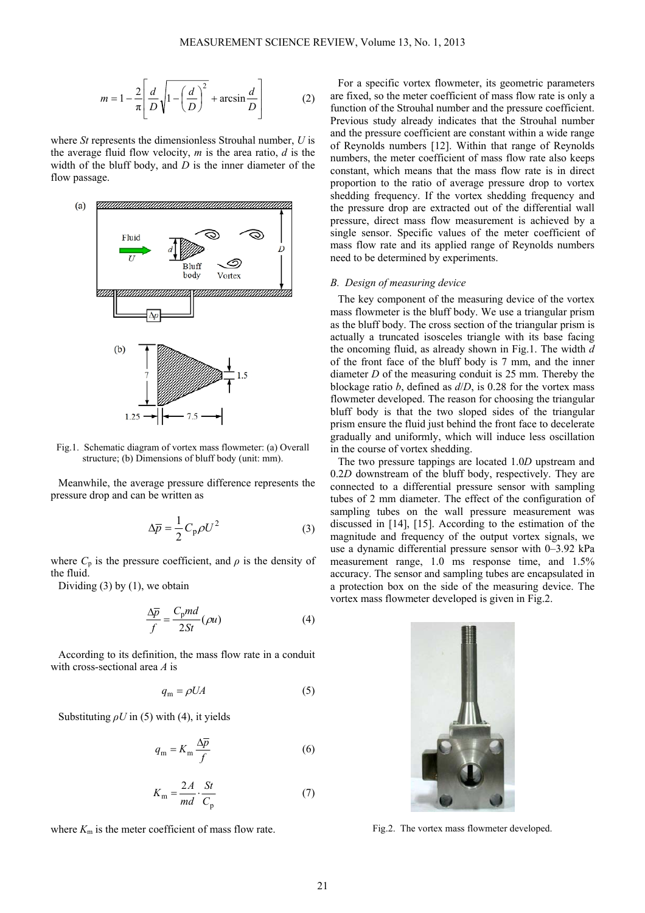$$m = 1 - \frac{2}{\pi}\left[\frac{d}{D}\sqrt{1-\left(\frac{d}{D}\right)^2} + \arcsin\frac{d}{D}\right] \quad (2)$$

where *St* represents the dimensionless Strouhal number, *U* is the average fluid flow velocity, *m* is the area ratio, *d* is the width of the bluff body, and *D* is the inner diameter of the flow passage.

Fig.1. Schematic diagram of vortex mass flowmeter: (a) Overall structure; (b) Dimensions of bluff body (unit: mm).

Meanwhile, the average pressure difference represents the pressure drop and can be written as

$$\Delta\overline{p} = \frac{1}{2}C_{\mathrm{p}}\rho U^2 \quad (3)$$

where $C_{\mathrm{p}}$ is the pressure coefficient, and $\rho$ is the density of the fluid.

Dividing (3) by (1), we obtain

$$\frac{\Delta\overline{p}}{f} = \frac{C_{\mathrm{p}}md}{2St}(\rho u) \quad (4)$$

According to its definition, the mass flow rate in a conduit with cross-sectional area *A* is

$$q_{\mathrm{m}} = \rho UA \quad (5)$$

Substituting $\rho U$ in (5) with (4), it yields

$$q_{\mathrm{m}} = K_{\mathrm{m}}\frac{\Delta\overline{p}}{f} \quad (6)$$

$$K_{\mathrm{m}} = \frac{2A}{md}\cdot\frac{St}{C_{\mathrm{p}}} \quad (7)$$

where $K_{\mathrm{m}}$ is the meter coefficient of mass flow rate.

For a specific vortex flowmeter, its geometric parameters are fixed, so the meter coefficient of mass flow rate is only a function of the Strouhal number and the pressure coefficient. Previous study already indicates that the Strouhal number and the pressure coefficient are constant within a wide range of Reynolds numbers [12]. Within that range of Reynolds numbers, the meter coefficient of mass flow rate also keeps constant, which means that the mass flow rate is in direct proportion to the ratio of average pressure drop to vortex shedding frequency. If the vortex shedding frequency and the pressure drop are extracted out of the differential wall pressure, direct mass flow measurement is achieved by a single sensor. Specific values of the meter coefficient of mass flow rate and its applied range of Reynolds numbers need to be determined by experiments.

### *B. Design of measuring device*

The key component of the measuring device of the vortex mass flowmeter is the bluff body. We use a triangular prism as the bluff body. The cross section of the triangular prism is actually a truncated isosceles triangle with its base facing the oncoming fluid, as already shown in Fig.1. The width *d* of the front face of the bluff body is 7 mm, and the inner diameter *D* of the measuring conduit is 25 mm. Thereby the blockage ratio *b*, defined as *d*/*D*, is 0.28 for the vortex mass flowmeter developed. The reason for choosing the triangular bluff body is that the two sloped sides of the triangular prism ensure the fluid just behind the front face to decelerate gradually and uniformly, which will induce less oscillation in the course of vortex shedding.

The two pressure tappings are located 1.0*D* upstream and 0.2*D* downstream of the bluff body, respectively. They are connected to a differential pressure sensor with sampling tubes of 2 mm diameter. The effect of the configuration of sampling tubes on the wall pressure measurement was discussed in [14], [15]. According to the estimation of the magnitude and frequency of the output vortex signals, we use a dynamic differential pressure sensor with 0–3.92 kPa measurement range, 1.0 ms response time, and 1.5% accuracy. The sensor and sampling tubes are encapsulated in a protection box on the side of the measuring device. The vortex mass flowmeter developed is given in Fig.2.

Fig.2. The vortex mass flowmeter developed.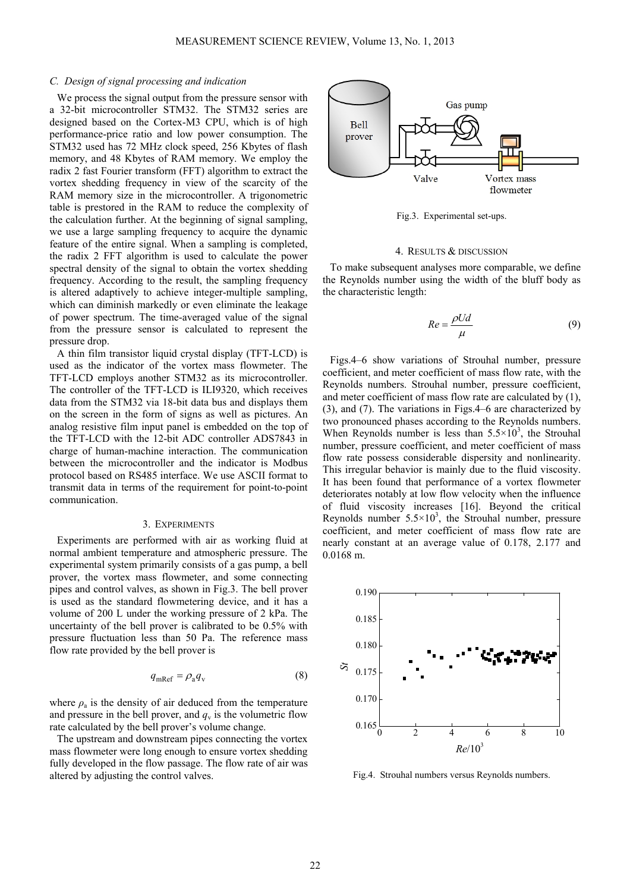### C. Design of signal processing and indication

We process the signal output from the pressure sensor with a 32-bit microcontroller STM32. The STM32 series are designed based on the Cortex-M3 CPU, which is of high performance-price ratio and low power consumption. The STM32 used has 72 MHz clock speed, 256 Kbytes of flash memory, and 48 Kbytes of RAM memory. We employ the radix 2 fast Fourier transform (FFT) algorithm to extract the vortex shedding frequency in view of the scarcity of the RAM memory size in the microcontroller. A trigonometric table is prestored in the RAM to reduce the complexity of the calculation further. At the beginning of signal sampling, we use a large sampling frequency to acquire the dynamic feature of the entire signal. When a sampling is completed, the radix 2 FFT algorithm is used to calculate the power spectral density of the signal to obtain the vortex shedding frequency. According to the result, the sampling frequency is altered adaptively to achieve integer-multiple sampling, which can diminish markedly or even eliminate the leakage of power spectrum. The time-averaged value of the signal from the pressure sensor is calculated to represent the pressure drop.

A thin film transistor liquid crystal display (TFT-LCD) is used as the indicator of the vortex mass flowmeter. The TFT-LCD employs another STM32 as its microcontroller. The controller of the TFT-LCD is ILI9320, which receives data from the STM32 via 18-bit data bus and displays them on the screen in the form of signs as well as pictures. An analog resistive film input panel is embedded on the top of the TFT-LCD with the 12-bit ADC controller ADS7843 in charge of human-machine interaction. The communication between the microcontroller and the indicator is Modbus protocol based on RS485 interface. We use ASCII format to transmit data in terms of the requirement for point-to-point communication.

## 3. EXPERIMENTS

Experiments are performed with air as working fluid at normal ambient temperature and atmospheric pressure. The experimental system primarily consists of a gas pump, a bell prover, the vortex mass flowmeter, and some connecting pipes and control valves, as shown in Fig.3. The bell prover is used as the standard flowmetering device, and it has a volume of 200 L under the working pressure of 2 kPa. The uncertainty of the bell prover is calibrated to be 0.5% with pressure fluctuation less than 50 Pa. The reference mass flow rate provided by the bell prover is

$$q_{\mathrm{mRef}} = \rho_{\mathrm{a}} q_{\mathrm{v}} \tag{8}$$

where $\rho_a$ is the density of air deduced from the temperature and pressure in the bell prover, and $q_v$ is the volumetric flow rate calculated by the bell prover's volume change.

The upstream and downstream pipes connecting the vortex mass flowmeter were long enough to ensure vortex shedding fully developed in the flow passage. The flow rate of air was altered by adjusting the control valves.

Fig.3. Experimental set-ups.

## 4. RESULTS & DISCUSSION

To make subsequent analyses more comparable, we define the Reynolds number using the width of the bluff body as the characteristic length:

$$Re = \frac{\rho U d}{\mu} \tag{9}$$

Figs.4–6 show variations of Strouhal number, pressure coefficient, and meter coefficient of mass flow rate, with the Reynolds numbers. Strouhal number, pressure coefficient, and meter coefficient of mass flow rate are calculated by (1), (3), and (7). The variations in Figs.4–6 are characterized by two pronounced phases according to the Reynolds numbers. When Reynolds number is less than $5.5\times10^3$, the Strouhal number, pressure coefficient, and meter coefficient of mass flow rate possess considerable dispersity and nonlinearity. This irregular behavior is mainly due to the fluid viscosity. It has been found that performance of a vortex flowmeter deteriorates notably at low flow velocity when the influence of fluid viscosity increases [16]. Beyond the critical Reynolds number $5.5\times10^3$, the Strouhal number, pressure coefficient, and meter coefficient of mass flow rate are nearly constant at an average value of 0.178, 2.177 and 0.0168 m.

Fig.4. Strouhal numbers versus Reynolds numbers.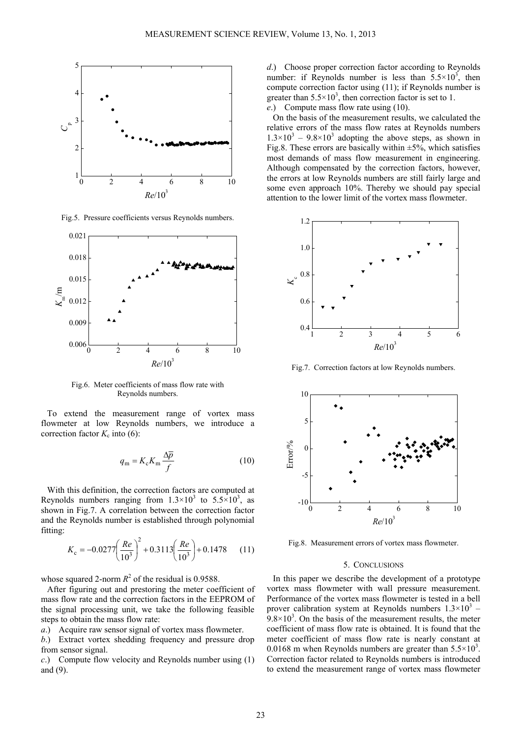Fig.5. Pressure coefficients versus Reynolds numbers.

Fig.6. Meter coefficients of mass flow rate with Reynolds numbers.

To extend the measurement range of vortex mass flowmeter at low Reynolds numbers, we introduce a correction factor $K_c$ into (6):

$$q_m = K_c K_m \frac{\Delta \overline{p}}{f} \tag{10}$$

With this definition, the correction factors are computed at Reynolds numbers ranging from $1.3\times10^3$ to $5.5\times10^3$, as shown in Fig.7. A correlation between the correction factor and the Reynolds number is established through polynomial fitting:

$$K_c = -0.0277\left(\frac{Re}{10^3}\right)^2 + 0.3113\left(\frac{Re}{10^3}\right) + 0.1478 \tag{11}$$

whose squared 2-norm $R^2$ of the residual is 0.9588.

After figuring out and prestoring the meter coefficient of mass flow rate and the correction factors in the EEPROM of the signal processing unit, we take the following feasible steps to obtain the mass flow rate:

*a*.) Acquire raw sensor signal of vortex mass flowmeter.

*b*.) Extract vortex shedding frequency and pressure drop from sensor signal.

*c*.) Compute flow velocity and Reynolds number using (1) and (9).

*d*.) Choose proper correction factor according to Reynolds number: if Reynolds number is less than $5.5\times10^3$, then compute correction factor using (11); if Reynolds number is greater than $5.5\times10^3$, then correction factor is set to 1.

*e*.) Compute mass flow rate using (10).

On the basis of the measurement results, we calculated the relative errors of the mass flow rates at Reynolds numbers $1.3\times10^3$ – $9.8\times10^3$ adopting the above steps, as shown in Fig.8. These errors are basically within ±5%, which satisfies most demands of mass flow measurement in engineering. Although compensated by the correction factors, however, the errors at low Reynolds numbers are still fairly large and some even approach 10%. Thereby we should pay special attention to the lower limit of the vortex mass flowmeter.

Fig.7. Correction factors at low Reynolds numbers.

Fig.8. Measurement errors of vortex mass flowmeter.

## 5. CONCLUSIONS

In this paper we describe the development of a prototype vortex mass flowmeter with wall pressure measurement. Performance of the vortex mass flowmeter is tested in a bell prover calibration system at Reynolds numbers $1.3\times10^3$ – $9.8\times10^3$. On the basis of the measurement results, the meter coefficient of mass flow rate is obtained. It is found that the meter coefficient of mass flow rate is nearly constant at 0.0168 m when Reynolds numbers are greater than $5.5\times10^3$. Correction factor related to Reynolds numbers is introduced to extend the measurement range of vortex mass flowmeter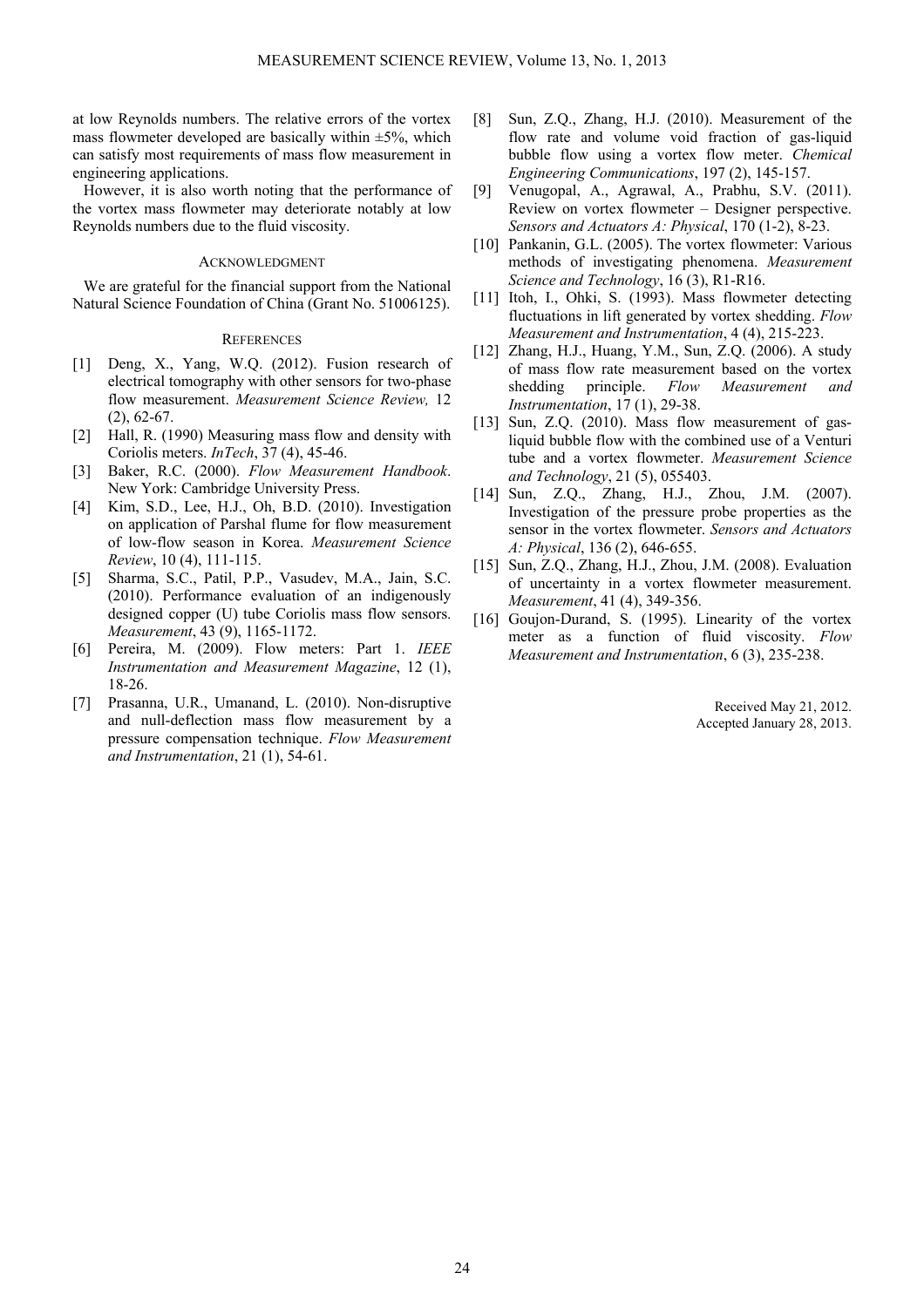at low Reynolds numbers. The relative errors of the vortex mass flowmeter developed are basically within ±5%, which can satisfy most requirements of mass flow measurement in engineering applications.

However, it is also worth noting that the performance of the vortex mass flowmeter may deteriorate notably at low Reynolds numbers due to the fluid viscosity.

## ACKNOWLEDGMENT

We are grateful for the financial support from the National Natural Science Foundation of China (Grant No. 51006125).

## REFERENCES

[1] Deng, X., Yang, W.Q. (2012). Fusion research of electrical tomography with other sensors for two-phase flow measurement. *Measurement Science Review,* 12 (2), 62-67.

[2] Hall, R. (1990) Measuring mass flow and density with Coriolis meters. *InTech*, 37 (4), 45-46.

[3] Baker, R.C. (2000). *Flow Measurement Handbook*. New York: Cambridge University Press.

[4] Kim, S.D., Lee, H.J., Oh, B.D. (2010). Investigation on application of Parshal flume for flow measurement of low-flow season in Korea. *Measurement Science Review*, 10 (4), 111-115.

[5] Sharma, S.C., Patil, P.P., Vasudev, M.A., Jain, S.C. (2010). Performance evaluation of an indigenously designed copper (U) tube Coriolis mass flow sensors. *Measurement*, 43 (9), 1165-1172.

[6] Pereira, M. (2009). Flow meters: Part 1. *IEEE Instrumentation and Measurement Magazine*, 12 (1), 18-26.

[7] Prasanna, U.R., Umanand, L. (2010). Non-disruptive and null-deflection mass flow measurement by a pressure compensation technique. *Flow Measurement and Instrumentation*, 21 (1), 54-61.

[8] Sun, Z.Q., Zhang, H.J. (2010). Measurement of the flow rate and volume void fraction of gas-liquid bubble flow using a vortex flow meter. *Chemical Engineering Communications*, 197 (2), 145-157.

[9] Venugopal, A., Agrawal, A., Prabhu, S.V. (2011). Review on vortex flowmeter – Designer perspective. *Sensors and Actuators A: Physical*, 170 (1-2), 8-23.

[10] Pankanin, G.L. (2005). The vortex flowmeter: Various methods of investigating phenomena. *Measurement Science and Technology*, 16 (3), R1-R16.

[11] Itoh, I., Ohki, S. (1993). Mass flowmeter detecting fluctuations in lift generated by vortex shedding. *Flow Measurement and Instrumentation*, 4 (4), 215-223.

[12] Zhang, H.J., Huang, Y.M., Sun, Z.Q. (2006). A study of mass flow rate measurement based on the vortex shedding principle. *Flow Measurement and Instrumentation*, 17 (1), 29-38.

[13] Sun, Z.Q. (2010). Mass flow measurement of gas-liquid bubble flow with the combined use of a Venturi tube and a vortex flowmeter. *Measurement Science and Technology*, 21 (5), 055403.

[14] Sun, Z.Q., Zhang, H.J., Zhou, J.M. (2007). Investigation of the pressure probe properties as the sensor in the vortex flowmeter. *Sensors and Actuators A: Physical*, 136 (2), 646-655.

[15] Sun, Z.Q., Zhang, H.J., Zhou, J.M. (2008). Evaluation of uncertainty in a vortex flowmeter measurement. *Measurement*, 41 (4), 349-356.

[16] Goujon-Durand, S. (1995). Linearity of the vortex meter as a function of fluid viscosity. *Flow Measurement and Instrumentation*, 6 (3), 235-238.

Received May 21, 2012.
Accepted January 28, 2013.